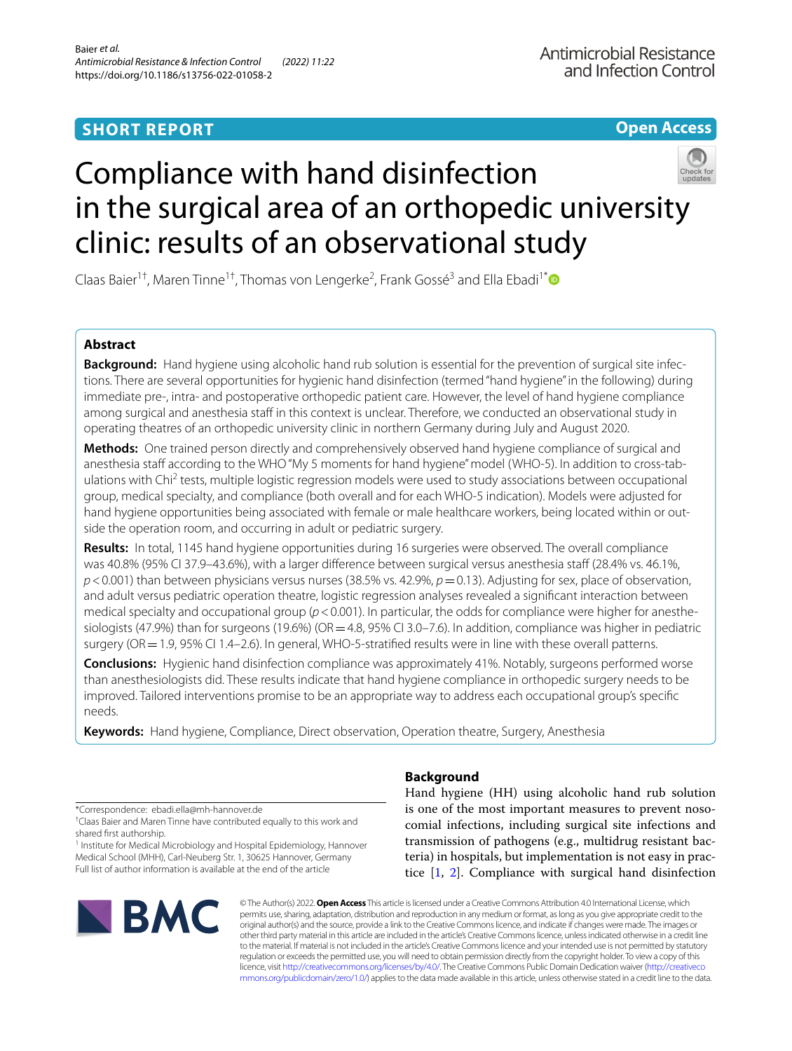**SHORT REPORT** | **Open Access**

# Compliance with hand disinfection in the surgical area of an orthopedic university clinic: results of an observational study

Claas Baier[1†], Maren Tinne[1†], Thomas von Lengerke[2], Frank Gossé[3] and Ella Ebadi[1*]

## Abstract

**Background:** Hand hygiene using alcoholic hand rub solution is essential for the prevention of surgical site infections. There are several opportunities for hygienic hand disinfection (termed "hand hygiene" in the following) during immediate pre-, intra- and postoperative orthopedic patient care. However, the level of hand hygiene compliance among surgical and anesthesia staff in this context is unclear. Therefore, we conducted an observational study in operating theatres of an orthopedic university clinic in northern Germany during July and August 2020.

**Methods:** One trained person directly and comprehensively observed hand hygiene compliance of surgical and anesthesia staff according to the WHO "My 5 moments for hand hygiene" model (WHO-5). In addition to cross-tabulations with $Chi^2$ tests, multiple logistic regression models were used to study associations between occupational group, medical specialty, and compliance (both overall and for each WHO-5 indication). Models were adjusted for hand hygiene opportunities being associated with female or male healthcare workers, being located within or outside the operation room, and occurring in adult or pediatric surgery.

**Results:** In total, 1145 hand hygiene opportunities during 16 surgeries were observed. The overall compliance was 40.8% (95% CI 37.9–43.6%), with a larger difference between surgical versus anesthesia staff (28.4% vs. 46.1%, $p < 0.001$) than between physicians versus nurses (38.5% vs. 42.9%, $p = 0.13$). Adjusting for sex, place of observation, and adult versus pediatric operation theatre, logistic regression analyses revealed a significant interaction between medical specialty and occupational group ($p < 0.001$). In particular, the odds for compliance were higher for anesthesiologists (47.9%) than for surgeons (19.6%) (OR = 4.8, 95% CI 3.0–7.6). In addition, compliance was higher in pediatric surgery (OR = 1.9, 95% CI 1.4–2.6). In general, WHO-5-stratified results were in line with these overall patterns.

**Conclusions:** Hygienic hand disinfection compliance was approximately 41%. Notably, surgeons performed worse than anesthesiologists did. These results indicate that hand hygiene compliance in orthopedic surgery needs to be improved. Tailored interventions promise to be an appropriate way to address each occupational group's specific needs.

**Keywords:** Hand hygiene, Compliance, Direct observation, Operation theatre, Surgery, Anesthesia

*Correspondence: ebadi.ella@mh-hannover.de

†Claas Baier and Maren Tinne have contributed equally to this work and shared first authorship.

[1] Institute for Medical Microbiology and Hospital Epidemiology, Hannover Medical School (MHH), Carl-Neuberg Str. 1, 30625 Hannover, Germany

Full list of author information is available at the end of the article

## Background

Hand hygiene (HH) using alcoholic hand rub solution is one of the most important measures to prevent nosocomial infections, including surgical site infections and transmission of pathogens (e.g., multidrug resistant bacteria) in hospitals, but implementation is not easy in practice [1, 2]. Compliance with surgical hand disinfection

© The Author(s) 2022. **Open Access** This article is licensed under a Creative Commons Attribution 4.0 International License, which permits use, sharing, adaptation, distribution and reproduction in any medium or format, as long as you give appropriate credit to the original author(s) and the source, provide a link to the Creative Commons licence, and indicate if changes were made. The images or other third party material in this article are included in the article's Creative Commons licence, unless indicated otherwise in a credit line to the material. If material is not included in the article's Creative Commons licence and your intended use is not permitted by statutory regulation or exceeds the permitted use, you will need to obtain permission directly from the copyright holder. To view a copy of this licence, visit http://creativecommons.org/licenses/by/4.0/. The Creative Commons Public Domain Dedication waiver (http://creativecommons.org/publicdomain/zero/1.0/) applies to the data made available in this article, unless otherwise stated in a credit line to the data.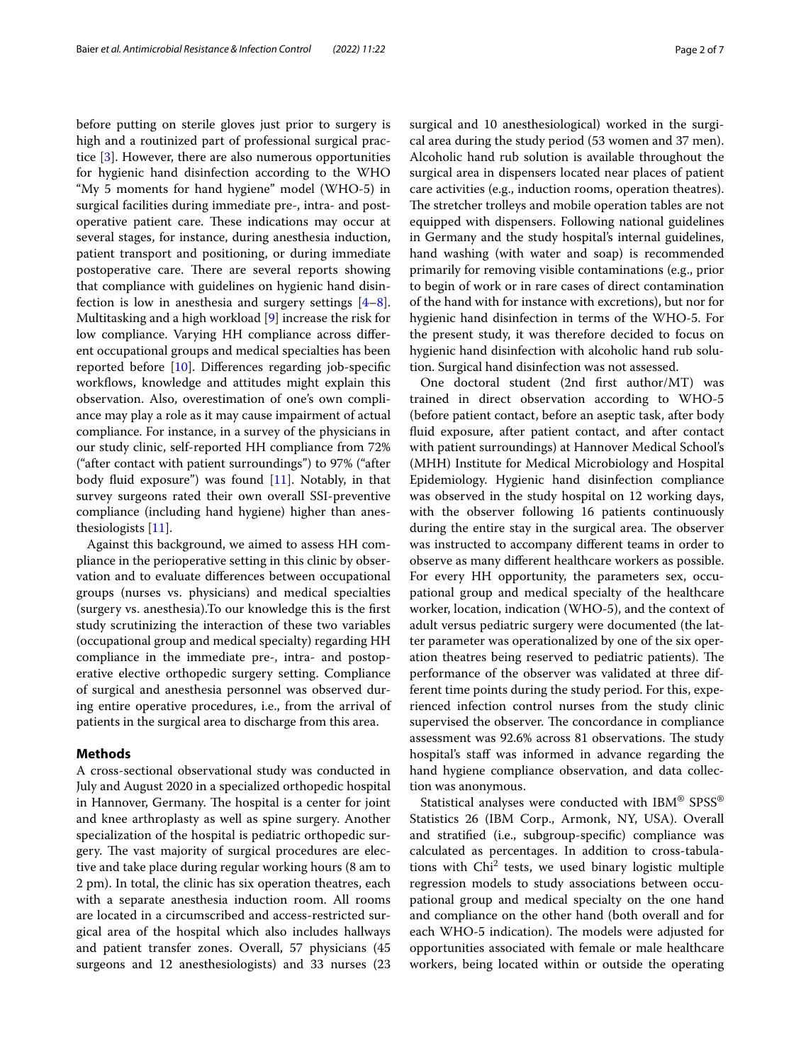before putting on sterile gloves just prior to surgery is high and a routinized part of professional surgical practice [3]. However, there are also numerous opportunities for hygienic hand disinfection according to the WHO "My 5 moments for hand hygiene" model (WHO-5) in surgical facilities during immediate pre-, intra- and postoperative patient care. These indications may occur at several stages, for instance, during anesthesia induction, patient transport and positioning, or during immediate postoperative care. There are several reports showing that compliance with guidelines on hygienic hand disinfection is low in anesthesia and surgery settings [4–8]. Multitasking and a high workload [9] increase the risk for low compliance. Varying HH compliance across different occupational groups and medical specialties has been reported before [10]. Differences regarding job-specific workflows, knowledge and attitudes might explain this observation. Also, overestimation of one's own compliance may play a role as it may cause impairment of actual compliance. For instance, in a survey of the physicians in our study clinic, self-reported HH compliance from 72% ("after contact with patient surroundings") to 97% ("after body fluid exposure") was found [11]. Notably, in that survey surgeons rated their own overall SSI-preventive compliance (including hand hygiene) higher than anesthesiologists [11].

Against this background, we aimed to assess HH compliance in the perioperative setting in this clinic by observation and to evaluate differences between occupational groups (nurses vs. physicians) and medical specialties (surgery vs. anesthesia).To our knowledge this is the first study scrutinizing the interaction of these two variables (occupational group and medical specialty) regarding HH compliance in the immediate pre-, intra- and postoperative elective orthopedic surgery setting. Compliance of surgical and anesthesia personnel was observed during entire operative procedures, i.e., from the arrival of patients in the surgical area to discharge from this area.

## Methods

A cross-sectional observational study was conducted in July and August 2020 in a specialized orthopedic hospital in Hannover, Germany. The hospital is a center for joint and knee arthroplasty as well as spine surgery. Another specialization of the hospital is pediatric orthopedic surgery. The vast majority of surgical procedures are elective and take place during regular working hours (8 am to 2 pm). In total, the clinic has six operation theatres, each with a separate anesthesia induction room. All rooms are located in a circumscribed and access-restricted surgical area of the hospital which also includes hallways and patient transfer zones. Overall, 57 physicians (45 surgeons and 12 anesthesiologists) and 33 nurses (23 surgical and 10 anesthesiological) worked in the surgical area during the study period (53 women and 37 men). Alcoholic hand rub solution is available throughout the surgical area in dispensers located near places of patient care activities (e.g., induction rooms, operation theatres). The stretcher trolleys and mobile operation tables are not equipped with dispensers. Following national guidelines in Germany and the study hospital's internal guidelines, hand washing (with water and soap) is recommended primarily for removing visible contaminations (e.g., prior to begin of work or in rare cases of direct contamination of the hand with for instance with excretions), but nor for hygienic hand disinfection in terms of the WHO-5. For the present study, it was therefore decided to focus on hygienic hand disinfection with alcoholic hand rub solution. Surgical hand disinfection was not assessed.

One doctoral student (2nd first author/MT) was trained in direct observation according to WHO-5 (before patient contact, before an aseptic task, after body fluid exposure, after patient contact, and after contact with patient surroundings) at Hannover Medical School's (MHH) Institute for Medical Microbiology and Hospital Epidemiology. Hygienic hand disinfection compliance was observed in the study hospital on 12 working days, with the observer following 16 patients continuously during the entire stay in the surgical area. The observer was instructed to accompany different teams in order to observe as many different healthcare workers as possible. For every HH opportunity, the parameters sex, occupational group and medical specialty of the healthcare worker, location, indication (WHO-5), and the context of adult versus pediatric surgery were documented (the latter parameter was operationalized by one of the six operation theatres being reserved to pediatric patients). The performance of the observer was validated at three different time points during the study period. For this, experienced infection control nurses from the study clinic supervised the observer. The concordance in compliance assessment was 92.6% across 81 observations. The study hospital's staff was informed in advance regarding the hand hygiene compliance observation, and data collection was anonymous.

Statistical analyses were conducted with IBM® SPSS® Statistics 26 (IBM Corp., Armonk, NY, USA). Overall and stratified (i.e., subgroup-specific) compliance was calculated as percentages. In addition to cross-tabulations with $Chi^2$ tests, we used binary logistic multiple regression models to study associations between occupational group and medical specialty on the one hand and compliance on the other hand (both overall and for each WHO-5 indication). The models were adjusted for opportunities associated with female or male healthcare workers, being located within or outside the operating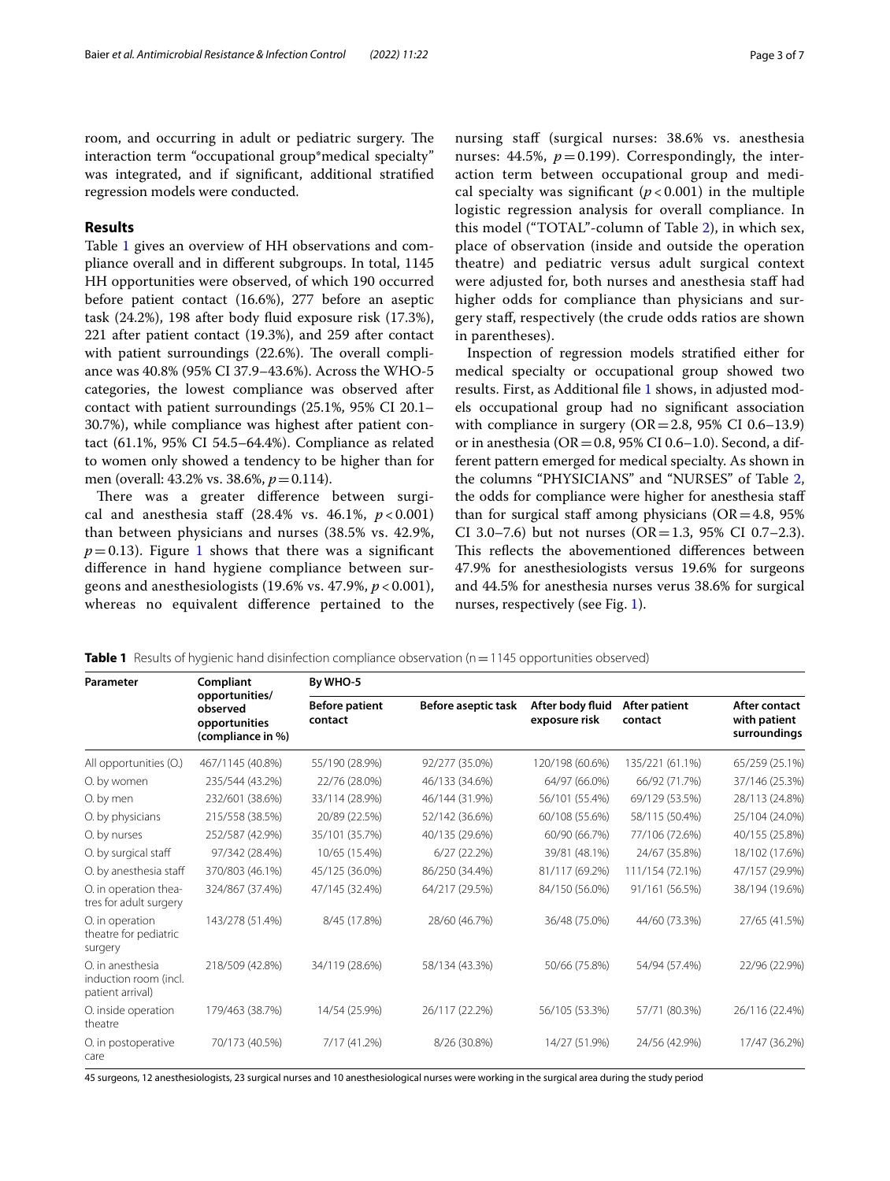room, and occurring in adult or pediatric surgery. The interaction term "occupational group*medical specialty" was integrated, and if significant, additional stratified regression models were conducted.

## Results

Table 1 gives an overview of HH observations and compliance overall and in different subgroups. In total, 1145 HH opportunities were observed, of which 190 occurred before patient contact (16.6%), 277 before an aseptic task (24.2%), 198 after body fluid exposure risk (17.3%), 221 after patient contact (19.3%), and 259 after contact with patient surroundings (22.6%). The overall compliance was 40.8% (95% CI 37.9–43.6%). Across the WHO-5 categories, the lowest compliance was observed after contact with patient surroundings (25.1%, 95% CI 20.1–30.7%), while compliance was highest after patient contact (61.1%, 95% CI 54.5–64.4%). Compliance as related to women only showed a tendency to be higher than for men (overall: 43.2% vs. 38.6%, $p = 0.114$).

There was a greater difference between surgical and anesthesia staff (28.4% vs. 46.1%, $p < 0.001$) than between physicians and nurses (38.5% vs. 42.9%, $p = 0.13$). Figure 1 shows that there was a significant difference in hand hygiene compliance between surgeons and anesthesiologists (19.6% vs. 47.9%, $p < 0.001$), whereas no equivalent difference pertained to the nursing staff (surgical nurses: 38.6% vs. anesthesia nurses: 44.5%, $p = 0.199$). Correspondingly, the interaction term between occupational group and medical specialty was significant ($p < 0.001$) in the multiple logistic regression analysis for overall compliance. In this model ("TOTAL"-column of Table 2), in which sex, place of observation (inside and outside the operation theatre) and pediatric versus adult surgical context were adjusted for, both nurses and anesthesia staff had higher odds for compliance than physicians and surgery staff, respectively (the crude odds ratios are shown in parentheses).

Inspection of regression models stratified either for medical specialty or occupational group showed two results. First, as Additional file 1 shows, in adjusted models occupational group had no significant association with compliance in surgery (OR = 2.8, 95% CI 0.6–13.9) or in anesthesia (OR = 0.8, 95% CI 0.6–1.0). Second, a different pattern emerged for medical specialty. As shown in the columns "PHYSICIANS" and "NURSES" of Table 2, the odds for compliance were higher for anesthesia staff than for surgical staff among physicians (OR = 4.8, 95% CI 3.0–7.6) but not nurses (OR = 1.3, 95% CI 0.7–2.3). This reflects the abovementioned differences between 47.9% for anesthesiologists versus 19.6% for surgeons and 44.5% for anesthesia nurses verus 38.6% for surgical nurses, respectively (see Fig. 1).

**Table 1** Results of hygienic hand disinfection compliance observation (n = 1145 opportunities observed)

| Parameter | Compliant opportunities/observed opportunities (compliance in %) | By WHO-5 | | | | |
|---|---|---|---|---|---|---|
| | | Before patient contact | Before aseptic task | After body fluid exposure risk | After patient contact | After contact with patient surroundings |
| All opportunities (O.) | 467/1145 (40.8%) | 55/190 (28.9%) | 92/277 (35.0%) | 120/198 (60.6%) | 135/221 (61.1%) | 65/259 (25.1%) |
| O. by women | 235/544 (43.2%) | 22/76 (28.0%) | 46/133 (34.6%) | 64/97 (66.0%) | 66/92 (71.7%) | 37/146 (25.3%) |
| O. by men | 232/601 (38.6%) | 33/114 (28.9%) | 46/144 (31.9%) | 56/101 (55.4%) | 69/129 (53.5%) | 28/113 (24.8%) |
| O. by physicians | 215/558 (38.5%) | 20/89 (22.5%) | 52/142 (36.6%) | 60/108 (55.6%) | 58/115 (50.4%) | 25/104 (24.0%) |
| O. by nurses | 252/587 (42.9%) | 35/101 (35.7%) | 40/135 (29.6%) | 60/90 (66.7%) | 77/106 (72.6%) | 40/155 (25.8%) |
| O. by surgical staff | 97/342 (28.4%) | 10/65 (15.4%) | 6/27 (22.2%) | 39/81 (48.1%) | 24/67 (35.8%) | 18/102 (17.6%) |
| O. by anesthesia staff | 370/803 (46.1%) | 45/125 (36.0%) | 86/250 (34.4%) | 81/117 (69.2%) | 111/154 (72.1%) | 47/157 (29.9%) |
| O. in operation theatres for adult surgery | 324/867 (37.4%) | 47/145 (32.4%) | 64/217 (29.5%) | 84/150 (56.0%) | 91/161 (56.5%) | 38/194 (19.6%) |
| O. in operation theatre for pediatric surgery | 143/278 (51.4%) | 8/45 (17.8%) | 28/60 (46.7%) | 36/48 (75.0%) | 44/60 (73.3%) | 27/65 (41.5%) |
| O. in anesthesia induction room (incl. patient arrival) | 218/509 (42.8%) | 34/119 (28.6%) | 58/134 (43.3%) | 50/66 (75.8%) | 54/94 (57.4%) | 22/96 (22.9%) |
| O. inside operation theatre | 179/463 (38.7%) | 14/54 (25.9%) | 26/117 (22.2%) | 56/105 (53.3%) | 57/71 (80.3%) | 26/116 (22.4%) |
| O. in postoperative care | 70/173 (40.5%) | 7/17 (41.2%) | 8/26 (30.8%) | 14/27 (51.9%) | 24/56 (42.9%) | 17/47 (36.2%) |

45 surgeons, 12 anesthesiologists, 23 surgical nurses and 10 anesthesiological nurses were working in the surgical area during the study period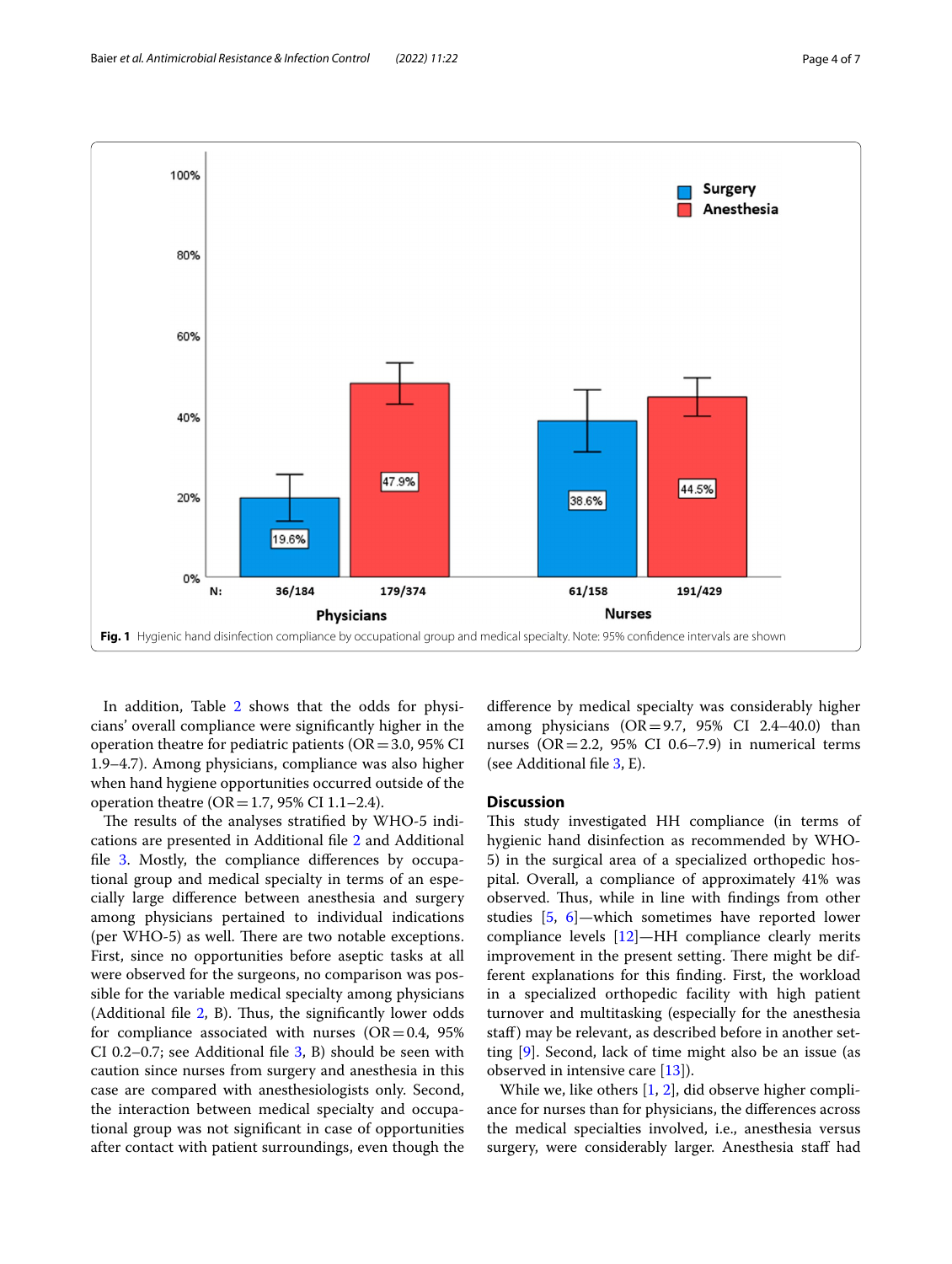Fig. 1 Hygienic hand disinfection compliance by occupational group and medical specialty. Note: 95% confidence intervals are shown

In addition, Table 2 shows that the odds for physicians' overall compliance were significantly higher in the operation theatre for pediatric patients (OR = 3.0, 95% CI 1.9–4.7). Among physicians, compliance was also higher when hand hygiene opportunities occurred outside of the operation theatre (OR = 1.7, 95% CI 1.1–2.4).

The results of the analyses stratified by WHO-5 indications are presented in Additional file 2 and Additional file 3. Mostly, the compliance differences by occupational group and medical specialty in terms of an especially large difference between anesthesia and surgery among physicians pertained to individual indications (per WHO-5) as well. There are two notable exceptions. First, since no opportunities before aseptic tasks at all were observed for the surgeons, no comparison was possible for the variable medical specialty among physicians (Additional file 2, B). Thus, the significantly lower odds for compliance associated with nurses (OR = 0.4, 95% CI 0.2–0.7; see Additional file 3, B) should be seen with caution since nurses from surgery and anesthesia in this case are compared with anesthesiologists only. Second, the interaction between medical specialty and occupational group was not significant in case of opportunities after contact with patient surroundings, even though the difference by medical specialty was considerably higher among physicians (OR = 9.7, 95% CI 2.4–40.0) than nurses (OR = 2.2, 95% CI 0.6–7.9) in numerical terms (see Additional file 3, E).

## Discussion

This study investigated HH compliance (in terms of hygienic hand disinfection as recommended by WHO-5) in the surgical area of a specialized orthopedic hospital. Overall, a compliance of approximately 41% was observed. Thus, while in line with findings from other studies [5, 6]—which sometimes have reported lower compliance levels [12]—HH compliance clearly merits improvement in the present setting. There might be different explanations for this finding. First, the workload in a specialized orthopedic facility with high patient turnover and multitasking (especially for the anesthesia staff) may be relevant, as described before in another setting [9]. Second, lack of time might also be an issue (as observed in intensive care [13]).

While we, like others [1, 2], did observe higher compliance for nurses than for physicians, the differences across the medical specialties involved, i.e., anesthesia versus surgery, were considerably larger. Anesthesia staff had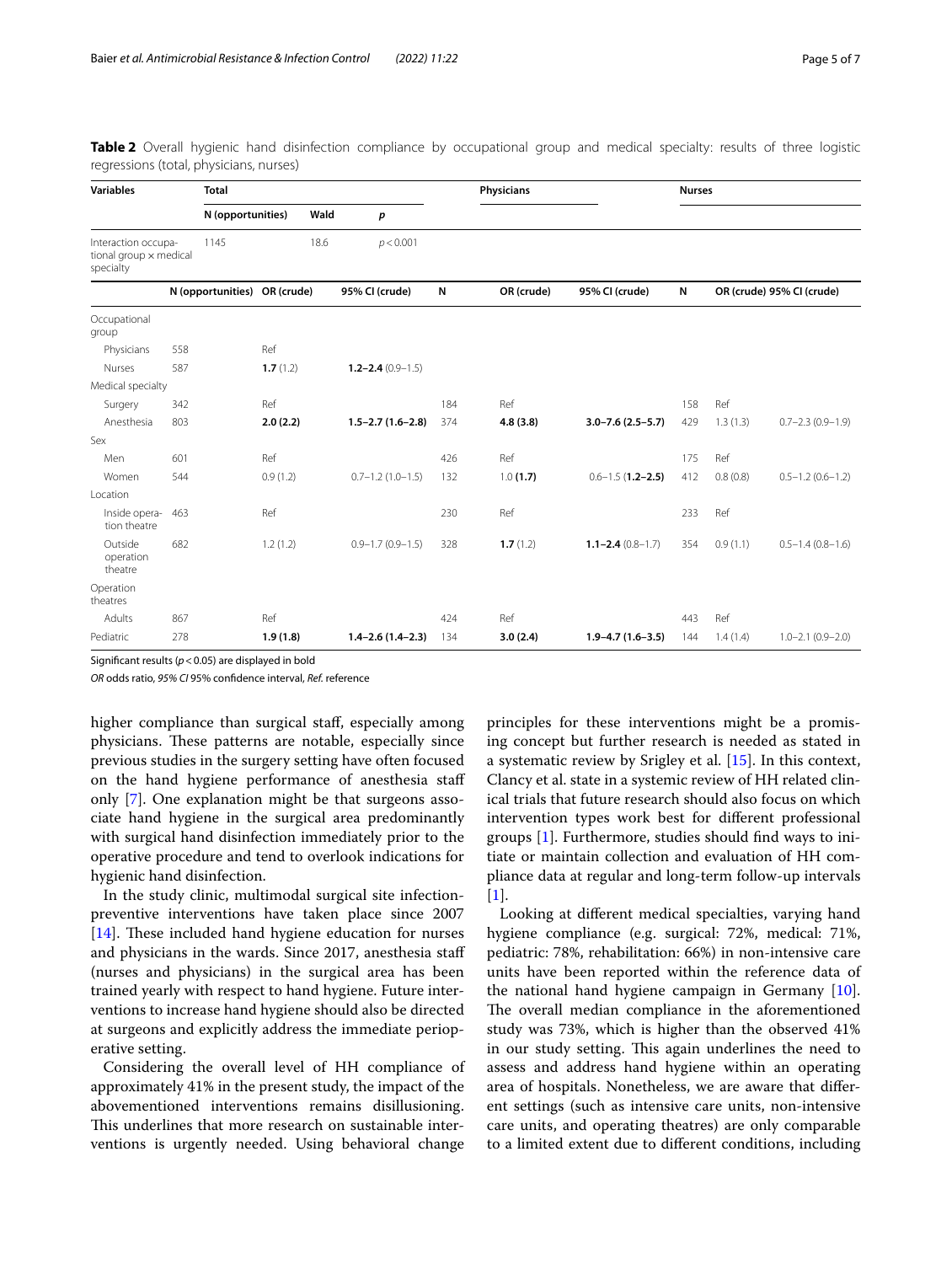**Table 2** Overall hygienic hand disinfection compliance by occupational group and medical specialty: results of three logistic regressions (total, physicians, nurses)

| Variables | Total | | | Physicians | | | Nurses | | |
|---|---|---|---|---|---|---|---|---|---|
| | N (opportunities) | Wald | *p* | | | | | | |
| Interaction occupational group × medical specialty | 1145 | 18.6 | *p* < 0.001 | | | | | | |
| | N (opportunities) | OR (crude) | 95% CI (crude) | N | OR (crude) | 95% CI (crude) | N | OR (crude) | 95% CI (crude) |
| Occupational group | | | | | | | | | |
| Physicians | 558 | Ref | | | | | | | |
| Nurses | 587 | **1.7** (1.2) | **1.2–2.4** (0.9–1.5) | | | | | | |
| Medical specialty | | | | | | | | | |
| Surgery | 342 | Ref | | 184 | Ref | | 158 | Ref | |
| Anesthesia | 803 | **2.0 (2.2)** | **1.5–2.7 (1.6–2.8)** | 374 | **4.8 (3.8)** | **3.0–7.6 (2.5–5.7)** | 429 | 1.3 (1.3) | 0.7–2.3 (0.9–1.9) |
| Sex | | | | | | | | | |
| Men | 601 | Ref | | 426 | Ref | | 175 | Ref | |
| Women | 544 | 0.9 (1.2) | 0.7–1.2 (1.0–1.5) | 132 | 1.0 **(1.7)** | 0.6–1.5 **(1.2–2.5)** | 412 | 0.8 (0.8) | 0.5–1.2 (0.6–1.2) |
| Location | | | | | | | | | |
| Inside operation theatre | 463 | Ref | | 230 | Ref | | 233 | Ref | |
| Outside operation theatre | 682 | 1.2 (1.2) | 0.9–1.7 (0.9–1.5) | 328 | **1.7** (1.2) | **1.1–2.4** (0.8–1.7) | 354 | 0.9 (1.1) | 0.5–1.4 (0.8–1.6) |
| Operation theatres | | | | | | | | | |
| Adults | 867 | Ref | | 424 | Ref | | 443 | Ref | |
| Pediatric | 278 | **1.9 (1.8)** | **1.4–2.6 (1.4–2.3)** | 134 | **3.0 (2.4)** | **1.9–4.7 (1.6–3.5)** | 144 | 1.4 (1.4) | 1.0–2.1 (0.9–2.0) |

Significant results ($p < 0.05$) are displayed in bold

*OR* odds ratio, *95% CI* 95% confidence interval, *Ref.* reference

higher compliance than surgical staff, especially among physicians. These patterns are notable, especially since previous studies in the surgery setting have often focused on the hand hygiene performance of anesthesia staff only [7]. One explanation might be that surgeons associate hand hygiene in the surgical area predominantly with surgical hand disinfection immediately prior to the operative procedure and tend to overlook indications for hygienic hand disinfection.

In the study clinic, multimodal surgical site infection-preventive interventions have taken place since 2007 [14]. These included hand hygiene education for nurses and physicians in the wards. Since 2017, anesthesia staff (nurses and physicians) in the surgical area has been trained yearly with respect to hand hygiene. Future interventions to increase hand hygiene should also be directed at surgeons and explicitly address the immediate perioperative setting.

Considering the overall level of HH compliance of approximately 41% in the present study, the impact of the abovementioned interventions remains disillusioning. This underlines that more research on sustainable interventions is urgently needed. Using behavioral change principles for these interventions might be a promising concept but further research is needed as stated in a systematic review by Srigley et al. [15]. In this context, Clancy et al. state in a systemic review of HH related clinical trials that future research should also focus on which intervention types work best for different professional groups [1]. Furthermore, studies should find ways to initiate or maintain collection and evaluation of HH compliance data at regular and long-term follow-up intervals [1].

Looking at different medical specialties, varying hand hygiene compliance (e.g. surgical: 72%, medical: 71%, pediatric: 78%, rehabilitation: 66%) in non-intensive care units have been reported within the reference data of the national hand hygiene campaign in Germany [10]. The overall median compliance in the aforementioned study was 73%, which is higher than the observed 41% in our study setting. This again underlines the need to assess and address hand hygiene within an operating area of hospitals. Nonetheless, we are aware that different settings (such as intensive care units, non-intensive care units, and operating theatres) are only comparable to a limited extent due to different conditions, including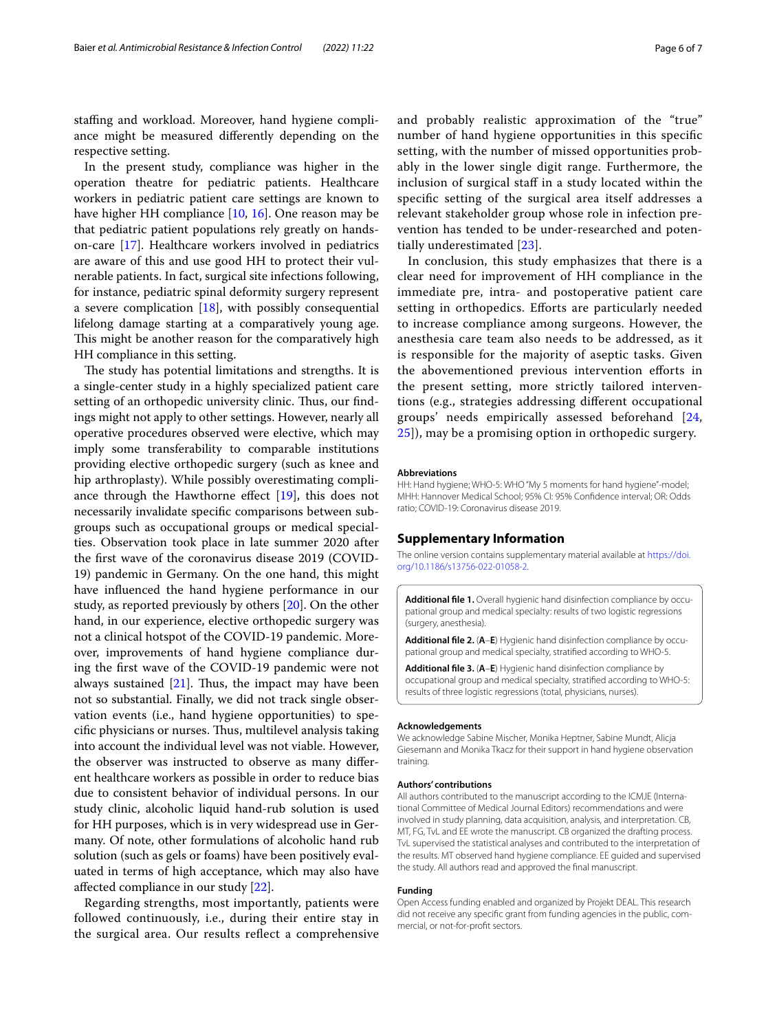staffing and workload. Moreover, hand hygiene compliance might be measured differently depending on the respective setting.

In the present study, compliance was higher in the operation theatre for pediatric patients. Healthcare workers in pediatric patient care settings are known to have higher HH compliance [10, 16]. One reason may be that pediatric patient populations rely greatly on hands-on-care [17]. Healthcare workers involved in pediatrics are aware of this and use good HH to protect their vulnerable patients. In fact, surgical site infections following, for instance, pediatric spinal deformity surgery represent a severe complication [18], with possibly consequential lifelong damage starting at a comparatively young age. This might be another reason for the comparatively high HH compliance in this setting.

The study has potential limitations and strengths. It is a single-center study in a highly specialized patient care setting of an orthopedic university clinic. Thus, our findings might not apply to other settings. However, nearly all operative procedures observed were elective, which may imply some transferability to comparable institutions providing elective orthopedic surgery (such as knee and hip arthroplasty). While possibly overestimating compliance through the Hawthorne effect [19], this does not necessarily invalidate specific comparisons between subgroups such as occupational groups or medical specialties. Observation took place in late summer 2020 after the first wave of the coronavirus disease 2019 (COVID-19) pandemic in Germany. On the one hand, this might have influenced the hand hygiene performance in our study, as reported previously by others [20]. On the other hand, in our experience, elective orthopedic surgery was not a clinical hotspot of the COVID-19 pandemic. Moreover, improvements of hand hygiene compliance during the first wave of the COVID-19 pandemic were not always sustained [21]. Thus, the impact may have been not so substantial. Finally, we did not track single observation events (i.e., hand hygiene opportunities) to specific physicians or nurses. Thus, multilevel analysis taking into account the individual level was not viable. However, the observer was instructed to observe as many different healthcare workers as possible in order to reduce bias due to consistent behavior of individual persons. In our study clinic, alcoholic liquid hand-rub solution is used for HH purposes, which is in very widespread use in Germany. Of note, other formulations of alcoholic hand rub solution (such as gels or foams) have been positively evaluated in terms of high acceptance, which may also have affected compliance in our study [22].

Regarding strengths, most importantly, patients were followed continuously, i.e., during their entire stay in the surgical area. Our results reflect a comprehensive and probably realistic approximation of the "true" number of hand hygiene opportunities in this specific setting, with the number of missed opportunities probably in the lower single digit range. Furthermore, the inclusion of surgical staff in a study located within the specific setting of the surgical area itself addresses a relevant stakeholder group whose role in infection prevention has tended to be under-researched and potentially underestimated [23].

In conclusion, this study emphasizes that there is a clear need for improvement of HH compliance in the immediate pre, intra- and postoperative patient care setting in orthopedics. Efforts are particularly needed to increase compliance among surgeons. However, the anesthesia care team also needs to be addressed, as it is responsible for the majority of aseptic tasks. Given the abovementioned previous intervention efforts in the present setting, more strictly tailored interventions (e.g., strategies addressing different occupational groups' needs empirically assessed beforehand [24, 25]), may be a promising option in orthopedic surgery.

#### Abbreviations

HH: Hand hygiene; WHO-5: WHO "My 5 moments for hand hygiene"-model; MHH: Hannover Medical School; 95% CI: 95% Confidence interval; OR: Odds ratio; COVID-19: Coronavirus disease 2019.

## Supplementary Information

The online version contains supplementary material available at https://doi.org/10.1186/s13756-022-01058-2.

**Additional file 1.** Overall hygienic hand disinfection compliance by occupational group and medical specialty: results of two logistic regressions (surgery, anesthesia).

**Additional file 2.** (**A**–**E**) Hygienic hand disinfection compliance by occupational group and medical specialty, stratified according to WHO-5.

**Additional file 3.** (**A**–**E**) Hygienic hand disinfection compliance by occupational group and medical specialty, stratified according to WHO-5: results of three logistic regressions (total, physicians, nurses).

#### Acknowledgements

We acknowledge Sabine Mischer, Monika Heptner, Sabine Mundt, Alicja Giesemann and Monika Tkacz for their support in hand hygiene observation training.

#### Authors' contributions

All authors contributed to the manuscript according to the ICMJE (International Committee of Medical Journal Editors) recommendations and were involved in study planning, data acquisition, analysis, and interpretation. CB, MT, FG, TvL and EE wrote the manuscript. CB organized the drafting process. TvL supervised the statistical analyses and contributed to the interpretation of the results. MT observed hand hygiene compliance. EE guided and supervised the study. All authors read and approved the final manuscript.

#### Funding

Open Access funding enabled and organized by Projekt DEAL. This research did not receive any specific grant from funding agencies in the public, commercial, or not-for-profit sectors.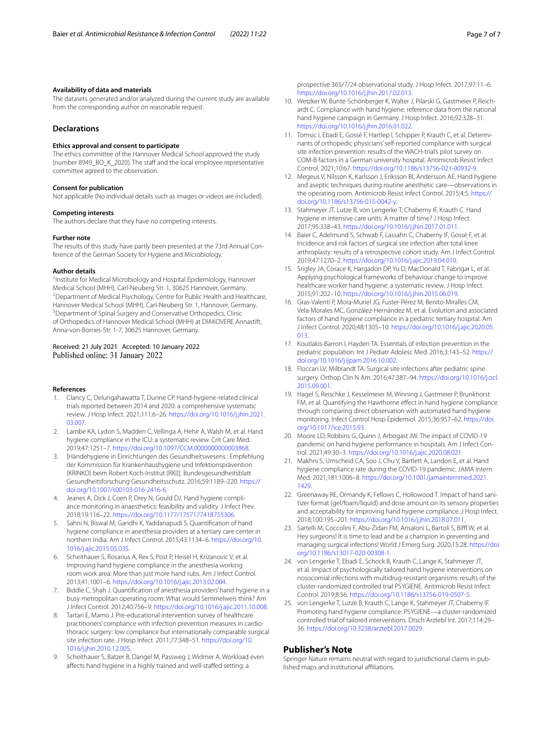#### Availability of data and materials

The datasets generated and/or analyzed during the current study are available from the corresponding author on reasonable request.

## Declarations

#### Ethics approval and consent to participate

The ethics committee of the Hannover Medical School approved the study (number 8949_BO_K_2020). The staff and the local employee representative committee agreed to the observation.

#### Consent for publication

Not applicable (No individual details such as images or videos are included).

#### Competing interests

The authors declare that they have no competing interests.

#### Further note

The results of this study have partly been presented at the 73rd Annual Conference of the German Society for Hygiene and Microbiology.

#### Author details

[1]Institute for Medical Microbiology and Hospital Epidemiology, Hannover Medical School (MHH), Carl-Neuberg Str. 1, 30625 Hannover, Germany. [2]Department of Medical Psychology, Centre for Public Health and Healthcare, Hannover Medical School (MHH), Carl-Neuberg Str. 1, Hannover, Germany. [3]Department of Spinal Surgery and Conservative Orthopedics, Clinic of Orthopedics of Hannover Medical School (MHH) at DIAKOVERE Annastift, Anna-von-Borries-Str. 1-7, 30625 Hannover, Germany.

Received: 21 July 2021 Accepted: 10 January 2022
Published online: 31 January 2022

#### References

1. Clancy C, Delungahawatta T, Dunne CP. Hand-hygiene-related clinical trials reported between 2014 and 2020: a comprehensive systematic review. J Hosp Infect. 2021;111:6–26. https://doi.org/10.1016/j.jhin.2021.03.007.
2. Lambe KA, Lydon S, Madden C, Vellinga A, Hehir A, Walsh M, et al. Hand hygiene compliance in the ICU: a systematic review. Crit Care Med. 2019;47:1251–7. https://doi.org/10.1097/CCM.0000000000003868.
3. [Händehygiene in Einrichtungen des Gesundheitswesens : Empfehlung der Kommission für Krankenhaushygiene und Infektionsprävention (KRINKO) beim Robert Koch-Institut (RKI)]. Bundesgesundheitsblatt Gesundheitsforschung Gesundheitsschutz. 2016;59:1189–220. https://doi.org/10.1007/s00103-016-2416-6.
4. Jeanes A, Dick J, Coen P, Drey N, Gould DJ. Hand hygiene compliance monitoring in anaesthetics: feasibility and validity. J Infect Prev. 2018;19:116–22. https://doi.org/10.1177/1757177418755306.
5. Sahni N, Biswal M, Gandhi K, Yaddanapudi S. Quantification of hand hygiene compliance in anesthesia providers at a tertiary care center in northern India. Am J Infect Control. 2015;43:1134–6. https://doi.org/10.1016/j.ajic.2015.05.035.
6. Scheithauer S, Rosarius A, Rex S, Post P, Heisel H, Krizanovic V, et al. Improving hand hygiene compliance in the anesthesia working room work area: More than just more hand rubs. Am J Infect Control. 2013;41:1001–6. https://doi.org/10.1016/j.ajic.2013.02.004.
7. Biddle C, Shah J. Quantification of anesthesia providers' hand hygiene in a busy metropolitan operating room: What would Semmelweis think? Am J Infect Control. 2012;40:756–9. https://doi.org/10.1016/j.ajic.2011.10.008.
8. Tartari E, Mamo J. Pre-educational intervention survey of healthcare practitioners' compliance with infection prevention measures in cardiothoracic surgery: low compliance but internationally comparable surgical site infection rate. J Hosp Infect. 2011;77:348–51. https://doi.org/10.1016/j.jhin.2010.12.005.
9. Scheithauer S, Batzer B, Dangel M, Passweg J, Widmer A. Workload even affects hand hygiene in a highly trained and well-staffed setting: a prospective 365/7/24 observational study. J Hosp Infect. 2017;97:11–6. https://doi.org/10.1016/j.jhin.2017.02.013.
10. Wetzker W, Bunte-Schönberger K, Walter J, Pilarski G, Gastmeier P, Reichardt C. Compliance with hand hygiene: reference data from the national hand hygiene campaign in Germany. J Hosp Infect. 2016;92:328–31. https://doi.org/10.1016/j.jhin.2016.01.022.
11. Tomsic I, Ebadi E, Gossé F, Hartlep I, Schipper P, Krauth C, et al. Determinants of orthopedic physicians' self-reported compliance with surgical site infection prevention: results of the WACH-trial's pilot survey on COM-B factors in a German university hospital. Antimicrob Resist Infect Control. 2021;10:67. https://doi.org/10.1186/s13756-021-00932-9.
12. Megeus V, Nilsson K, Karlsson J, Eriksson BI, Andersson AE. Hand hygiene and aseptic techniques during routine anesthetic care—observations in the operating room. Antimicrob Resist Infect Control. 2015;4:5. https://doi.org/10.1186/s13756-015-0042-y.
13. Stahmeyer JT, Lutze B, von Lengerke T, Chaberny IF, Krauth C. Hand hygiene in intensive care units: A matter of time? J Hosp Infect. 2017;95:338–43. https://doi.org/10.1016/j.jhin.2017.01.011.
14. Baier C, Adelmund S, Schwab F, Lassahn C, Chaberny IF, Gossé F, et al. Incidence and risk factors of surgical site infection after total knee arthroplasty: results of a retrospective cohort study. Am J Infect Control. 2019;47:1270–2. https://doi.org/10.1016/j.ajic.2019.04.010.
15. Srigley JA, Corace K, Hargadon DP, Yu D, MacDonald T, Fabrigar L, et al. Applying psychological frameworks of behaviour change to improve healthcare worker hand hygiene: a systematic review. J Hosp Infect. 2015;91:202–10. https://doi.org/10.1016/j.jhin.2015.06.019.
16. Gras-Valentí P, Mora-Muriel JG, Fuster-Pérez M, Benito-Miralles CM, Vela-Morales MC, González-Hernández M, et al. Evolution and associated factors of hand hygiene compliance in a pediatric tertiary hospital. Am J Infect Control. 2020;48:1305–10. https://doi.org/10.1016/j.ajic.2020.05.013.
17. Koutlakis-Barron I, Hayden TA. Essentials of infection prevention in the pediatric population. Int J Pediatr Adolesc Med. 2016;3:143–52. https://doi.org/10.1016/j.ijpam.2016.10.002.
18. Floccari LV, Milbrandt TA. Surgical site infections after pediatric spine surgery. Orthop Clin N Am. 2016;47:387–94. https://doi.org/10.1016/j.ocl.2015.09.001.
19. Hagel S, Reischke J, Kesselmeier M, Winning J, Gastmeier P, Brunkhorst FM, et al. Quantifying the Hawthorne effect in hand hygiene compliance through comparing direct observation with automated hand hygiene monitoring. Infect Control Hosp Epidemiol. 2015;36:957–62. https://doi.org/10.1017/ice.2015.93.
20. Moore LD, Robbins G, Quinn J, Arbogast JW. The impact of COVID-19 pandemic on hand hygiene performance in hospitals. Am J Infect Control. 2021;49:30–3. https://doi.org/10.1016/j.ajic.2020.08.021.
21. Makhni S, Umscheid CA, Soo J, Chu V, Bartlett A, Landon E, et al. Hand hygiene compliance rate during the COVID-19 pandemic. JAMA Intern Med. 2021;181:1006–8. https://doi.org/10.1001/jamainternmed.2021.1429.
22. Greenaway RE, Ormandy K, Fellows C, Hollowood T. Impact of hand sanitizer format (gel/foam/liquid) and dose amount on its sensory properties and acceptability for improving hand hygiene compliance. J Hosp Infect. 2018;100:195–201. https://doi.org/10.1016/j.jhin.2018.07.011.
23. Sartelli M, Coccolini F, Abu-Zidan FM, Ansaloni L, Bartoli S, Biffl W, et al. Hey surgeons! It is time to lead and be a champion in preventing and managing surgical infections! World J Emerg Surg. 2020;15:28. https://doi.org/10.1186/s13017-020-00308-1.
24. von Lengerke T, Ebadi E, Schock B, Krauth C, Lange K, Stahmeyer JT, et al. Impact of psychologically tailored hand hygiene interventions on nosocomial infections with multidrug-resistant organisms: results of the cluster-randomized controlled trial PSYGIENE. Antimicrob Resist Infect Control. 2019;8:56. https://doi.org/10.1186/s13756-019-0507-5.
25. von Lengerke T, Lutze B, Krauth C, Lange K, Stahmeyer JT, Chaberny IF. Promoting hand hygiene compliance: PSYGIENE—a cluster-randomized controlled trial of tailored interventions. Dtsch Arztebl Int. 2017;114:29–36. https://doi.org/10.3238/arztebl.2017.0029.

## Publisher's Note

Springer Nature remains neutral with regard to jurisdictional claims in published maps and institutional affiliations.